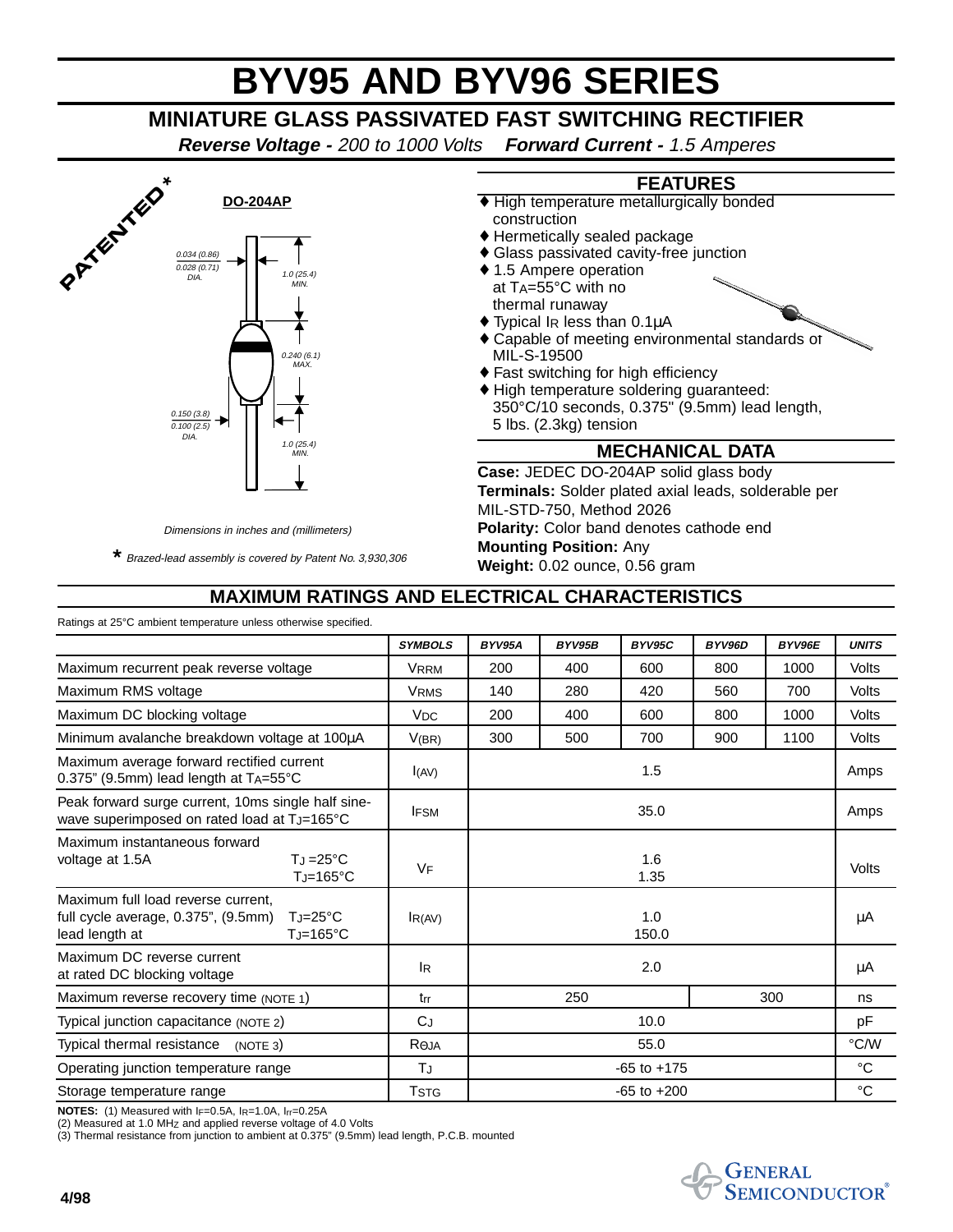# BYV95 AND BYV96 SERIES

## MINIATURE GLASS PASSIVATED FAST SWITCHING RECTIFIER

***Reverse Voltage -*** *200 to 1000 Volts* ***Forward Current -*** *1.5 Amperes*

PATENTED*

**DO-204AP**

0.034 (0.86)
0.028 (0.71)
DIA.

1.0 (25.4)
MIN.

0.240 (6.1)
MAX.

0.150 (3.8)
0.100 (2.5)
DIA.

1.0 (25.4)
MIN.

*Dimensions in inches and (millimeters)*

\* *Brazed-lead assembly is covered by Patent No. 3,930,306*

### FEATURES

- ♦ High temperature metallurgically bonded construction
- ♦ Hermetically sealed package
- ♦ Glass passivated cavity-free junction
- ♦ 1.5 Ampere operation at $T_A$=55°C with no thermal runaway
- ♦ Typical $I_R$ less than 0.1µA
- ♦ Capable of meeting environmental standards of MIL-S-19500
- ♦ Fast switching for high efficiency
- ♦ High temperature soldering guaranteed: 350°C/10 seconds, 0.375" (9.5mm) lead length, 5 lbs. (2.3kg) tension

### MECHANICAL DATA

**Case:** JEDEC DO-204AP solid glass body
**Terminals:** Solder plated axial leads, solderable per MIL-STD-750, Method 2026
**Polarity:** Color band denotes cathode end
**Mounting Position:** Any
**Weight:** 0.02 ounce, 0.56 gram

## MAXIMUM RATINGS AND ELECTRICAL CHARACTERISTICS

Ratings at 25°C ambient temperature unless otherwise specified.

| | *SYMBOLS* | *BYV95A* | *BYV95B* | *BYV95C* | *BYV96D* | *BYV96E* | *UNITS* |
|---|---|---|---|---|---|---|---|
| Maximum recurrent peak reverse voltage | $V_{RRM}$ | 200 | 400 | 600 | 800 | 1000 | Volts |
| Maximum RMS voltage | $V_{RMS}$ | 140 | 280 | 420 | 560 | 700 | Volts |
| Maximum DC blocking voltage | $V_{DC}$ | 200 | 400 | 600 | 800 | 1000 | Volts |
| Minimum avalanche breakdown voltage at 100µA | $V_{(BR)}$ | 300 | 500 | 700 | 900 | 1100 | Volts |
| Maximum average forward rectified current 0.375" (9.5mm) lead length at $T_A$=55°C | $I_{(AV)}$ | 1.5 | | | | | Amps |
| Peak forward surge current, 10ms single half sine-wave superimposed on rated load at $T_J$=165°C | $I_{FSM}$ | 35.0 | | | | | Amps |
| Maximum instantaneous forward voltage at 1.5A $T_J$=25°C / $T_J$=165°C | $V_F$ | 1.6 / 1.35 | | | | | Volts |
| Maximum full load reverse current, full cycle average, 0.375", (9.5mm) lead length at $T_J$=25°C / $T_J$=165°C | $I_{R(AV)}$ | 1.0 / 150.0 | | | | | µA |
| Maximum DC reverse current at rated DC blocking voltage | $I_R$ | 2.0 | | | | | µA |
| Maximum reverse recovery time (NOTE 1) | $t_{rr}$ | 250 | | | 300 | | ns |
| Typical junction capacitance (NOTE 2) | $C_J$ | 10.0 | | | | | pF |
| Typical thermal resistance (NOTE 3) | $R_{\Theta JA}$ | 55.0 | | | | | °C/W |
| Operating junction temperature range | $T_J$ | -65 to +175 | | | | | °C |
| Storage temperature range | $T_{STG}$ | -65 to +200 | | | | | °C |

**NOTES:** (1) Measured with $I_F$=0.5A, $I_R$=1.0A, $I_{rr}$=0.25A
(2) Measured at 1.0 MHz and applied reverse voltage of 4.0 Volts
(3) Thermal resistance from junction to ambient at 0.375" (9.5mm) lead length, P.C.B. mounted

4/98

GENERAL SEMICONDUCTOR®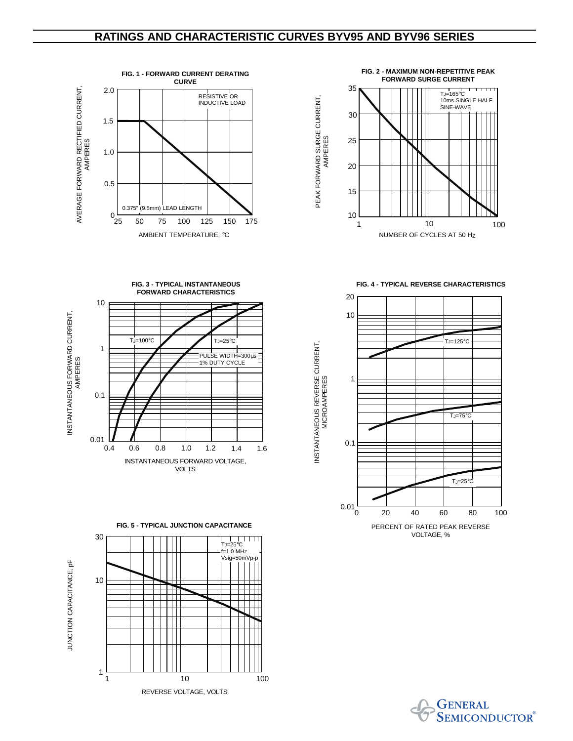## RATINGS AND CHARACTERISTIC CURVES BYV95 AND BYV96 SERIES

**FIG. 1 - FORWARD CURRENT DERATING CURVE**

AVERAGE FORWARD RECTIFIED CURRENT, AMPERES

2.0
1.5
1.0
0.5
0

RESISTIVE OR INDUCTIVE LOAD

0.375" (9.5mm) LEAD LENGTH

25 50 75 100 125 150 175

AMBIENT TEMPERATURE, °C

**FIG. 2 - MAXIMUM NON-REPETITIVE PEAK FORWARD SURGE CURRENT**

PEAK FORWARD SURGE CURRENT, AMPERES

35
30
25
20
15
10

$T_J$=165°C
10ms SINGLE HALF SINE-WAVE

1 10 100

NUMBER OF CYCLES AT 50 Hz

**FIG. 3 - TYPICAL INSTANTANEOUS FORWARD CHARACTERISTICS**

INSTANTANEOUS FORWARD CURRENT, AMPERES

10
1
0.1
0.01

$T_J$=100°C
$T_J$=25°C

PULSE WIDTH=300µs
1% DUTY CYCLE

0.4 0.6 0.8 1.0 1.2 1.4 1.6

INSTANTANEOUS FORWARD VOLTAGE, VOLTS

**FIG. 4 - TYPICAL REVERSE CHARACTERISTICS**

INSTANTANEOUS REVERSE CURRENT, MICROAMPERES

20
10
1
0.1
0.01

$T_J$=125°C
$T_J$=75°C
$T_J$=25°C

0 20 40 60 80 100

PERCENT OF RATED PEAK REVERSE VOLTAGE, %

**FIG. 5 - TYPICAL JUNCTION CAPACITANCE**

JUNCTION CAPACITANCE, pF

30
10
1

$T_J$=25°C
f=1.0 MHz
Vsig=50mVp-p

1 10 100

REVERSE VOLTAGE, VOLTS

GENERAL SEMICONDUCTOR®